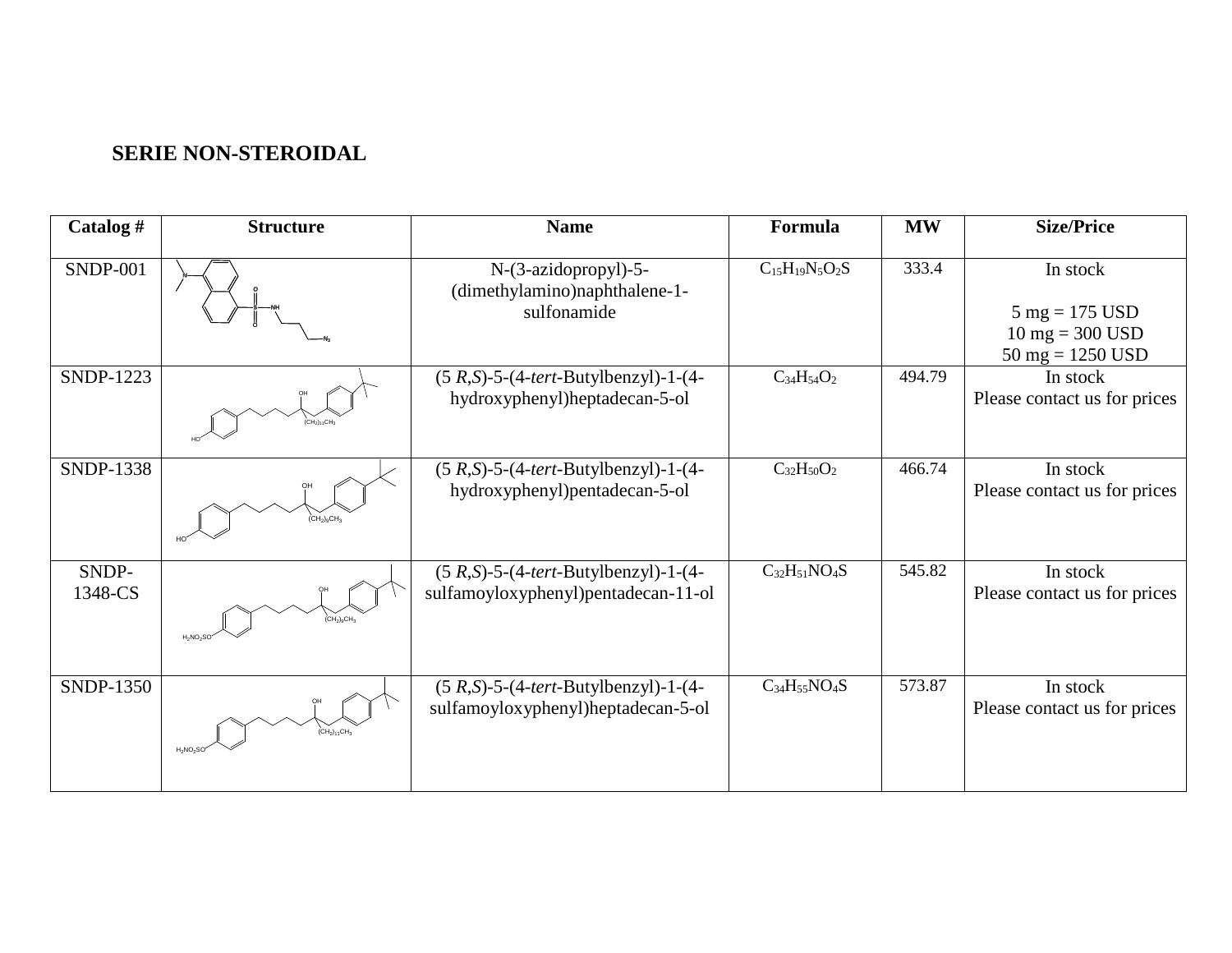**SERIE NON-STEROIDAL**

| Catalog # | Structure | Name | Formula | MW | Size/Price |
|---|---|---|---|---|---|
| SNDP-001 | | N-(3-azidopropyl)-5-(dimethylamino)naphthalene-1-sulfonamide | $C_{15}H_{19}N_5O_2S$ | 333.4 | In stock<br><br>5 mg = 175 USD<br>10 mg = 300 USD<br>50 mg = 1250 USD |
| SNDP-1223 | | (5 *R*,*S*)-5-(4-*tert*-Butylbenzyl)-1-(4-hydroxyphenyl)heptadecan-5-ol | $C_{34}H_{54}O_2$ | 494.79 | In stock<br>Please contact us for prices |
| SNDP-1338 | | (5 *R*,*S*)-5-(4-*tert*-Butylbenzyl)-1-(4-hydroxyphenyl)pentadecan-5-ol | $C_{32}H_{50}O_2$ | 466.74 | In stock<br>Please contact us for prices |
| SNDP-1348-CS | | (5 *R*,*S*)-5-(4-*tert*-Butylbenzyl)-1-(4-sulfamoyloxyphenyl)pentadecan-11-ol | $C_{32}H_{51}NO_4S$ | 545.82 | In stock<br>Please contact us for prices |
| SNDP-1350 | | (5 *R*,*S*)-5-(4-*tert*-Butylbenzyl)-1-(4-sulfamoyloxyphenyl)heptadecan-5-ol | $C_{34}H_{55}NO_4S$ | 573.87 | In stock<br>Please contact us for prices |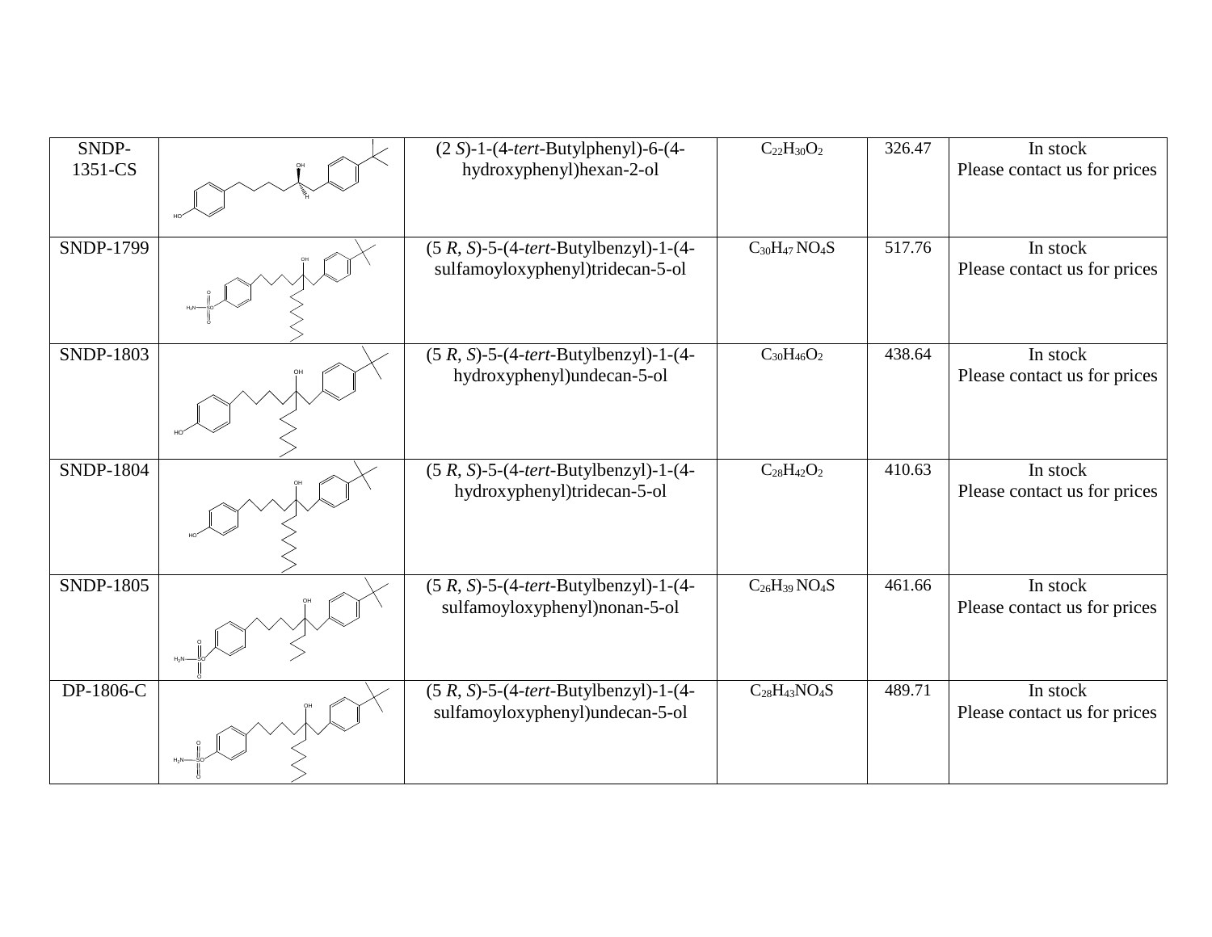| SNDP-1351-CS | | (2 *S*)-1-(4-*tert*-Butylphenyl)-6-(4-hydroxyphenyl)hexan-2-ol | $C_{22}H_{30}O_2$ | 326.47 | In stock Please contact us for prices |
|---|---|---|---|---|---|
| SNDP-1799 | | (5 *R*, *S*)-5-(4-*tert*-Butylbenzyl)-1-(4-sulfamoyloxyphenyl)tridecan-5-ol | $C_{30}H_{47}NO_4S$ | 517.76 | In stock Please contact us for prices |
| SNDP-1803 | | (5 *R*, *S*)-5-(4-*tert*-Butylbenzyl)-1-(4-hydroxyphenyl)undecan-5-ol | $C_{30}H_{46}O_2$ | 438.64 | In stock Please contact us for prices |
| SNDP-1804 | | (5 *R*, *S*)-5-(4-*tert*-Butylbenzyl)-1-(4-hydroxyphenyl)tridecan-5-ol | $C_{28}H_{42}O_2$ | 410.63 | In stock Please contact us for prices |
| SNDP-1805 | | (5 *R*, *S*)-5-(4-*tert*-Butylbenzyl)-1-(4-sulfamoyloxyphenyl)nonan-5-ol | $C_{26}H_{39}NO_4S$ | 461.66 | In stock Please contact us for prices |
| DP-1806-C | | (5 *R*, *S*)-5-(4-*tert*-Butylbenzyl)-1-(4-sulfamoyloxyphenyl)undecan-5-ol | $C_{28}H_{43}NO_4S$ | 489.71 | In stock Please contact us for prices |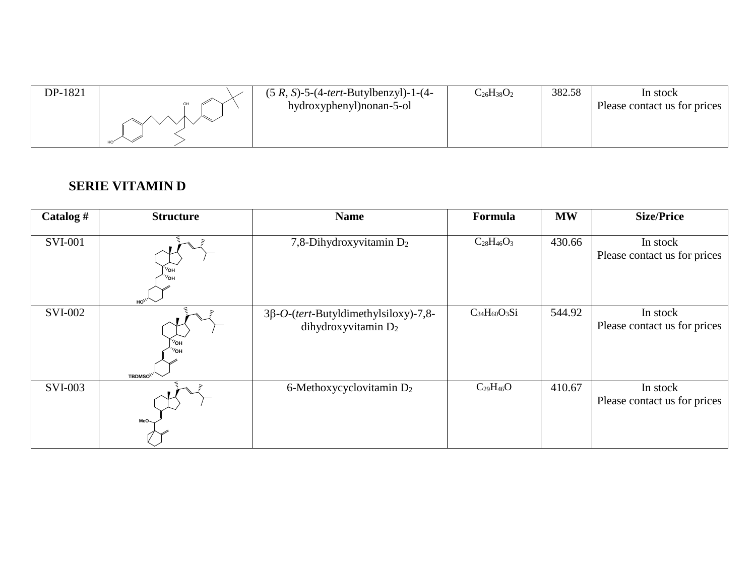| DP-1821 | | (5 *R*, *S*)-5-(4-*tert*-Butylbenzyl)-1-(4-hydroxyphenyl)nonan-5-ol | $C_{26}H_{38}O_2$ | 382.58 | In stock Please contact us for prices |
|---|---|---|---|---|---|

## SERIE VITAMIN D

| Catalog # | Structure | Name | Formula | MW | Size/Price |
|---|---|---|---|---|---|
| SVI-001 | | 7,8-Dihydroxyvitamin $D_2$ | $C_{28}H_{46}O_3$ | 430.66 | In stock Please contact us for prices |
| SVI-002 | | 3β-*O*-(*tert*-Butyldimethylsiloxy)-7,8-dihydroxyvitamin $D_2$ | $C_{34}H_{60}O_3Si$ | 544.92 | In stock Please contact us for prices |
| SVI-003 | | 6-Methoxycyclovitamin $D_2$ | $C_{29}H_{46}O$ | 410.67 | In stock Please contact us for prices |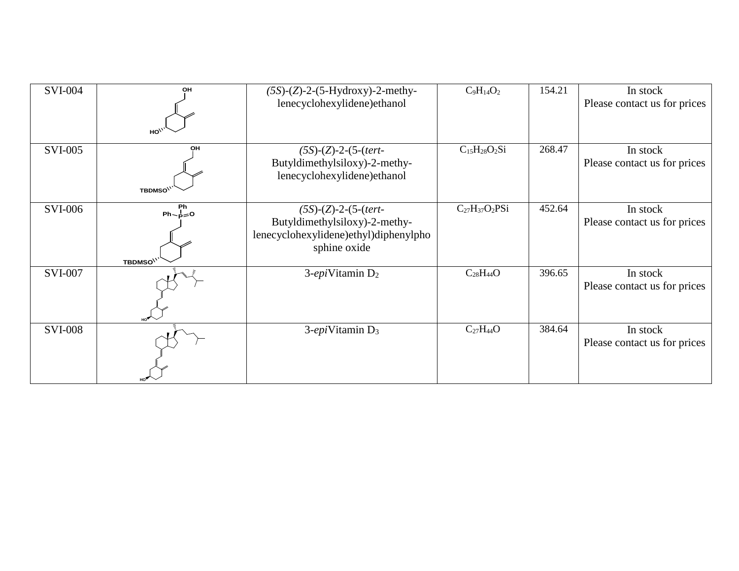| | | | | | |
|---|---|---|---|---|---|
| SVI-004 | | *(5S)*-*(Z)*-2-(5-Hydroxy)-2-methy-lenecyclohexylidene)ethanol | $C_9H_{14}O_2$ | 154.21 | In stock<br>Please contact us for prices |
| SVI-005 | | *(5S)*-*(Z)*-2-(5-(*tert*-Butyldimethylsiloxy)-2-methy-lenecyclohexylidene)ethanol | $C_{15}H_{28}O_2Si$ | 268.47 | In stock<br>Please contact us for prices |
| SVI-006 | | *(5S)*-*(Z)*-2-(5-(*tert*-Butyldimethylsiloxy)-2-methy-lenecyclohexylidene)ethyl)diphenylphosphine oxide | $C_{27}H_{37}O_2PSi$ | 452.64 | In stock<br>Please contact us for prices |
| SVI-007 | | 3-*epi*Vitamin $D_2$ | $C_{28}H_{44}O$ | 396.65 | In stock<br>Please contact us for prices |
| SVI-008 | | 3-*epi*Vitamin $D_3$ | $C_{27}H_{44}O$ | 384.64 | In stock<br>Please contact us for prices |